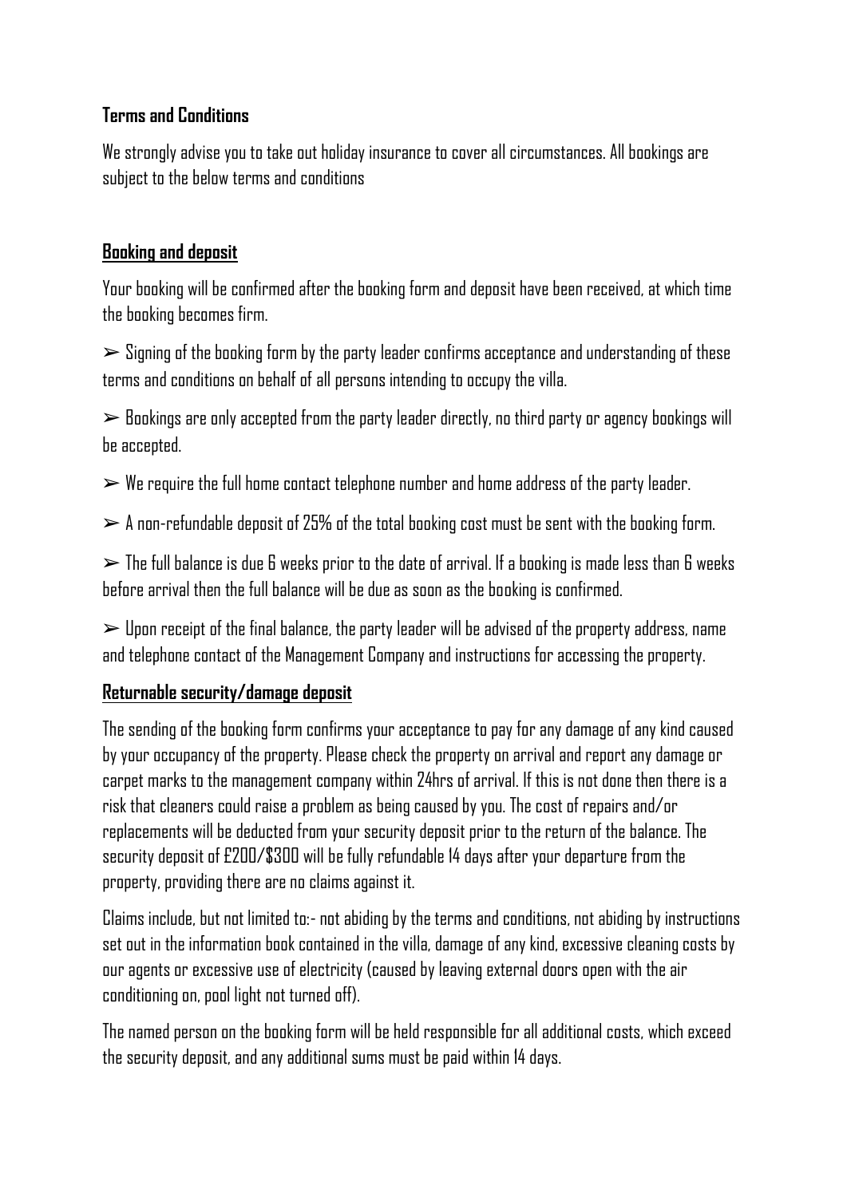**Terms and Conditions**

We strongly advise you to take out holiday insurance to cover all circumstances. All bookings are subject to the below terms and conditions

## Booking and deposit

Your booking will be confirmed after the booking form and deposit have been received, at which time the booking becomes firm.

➢ Signing of the booking form by the party leader confirms acceptance and understanding of these terms and conditions on behalf of all persons intending to occupy the villa.

➢ Bookings are only accepted from the party leader directly, no third party or agency bookings will be accepted.

➢ We require the full home contact telephone number and home address of the party leader.

➢ A non-refundable deposit of 25% of the total booking cost must be sent with the booking form.

➢ The full balance is due 6 weeks prior to the date of arrival. If a booking is made less than 6 weeks before arrival then the full balance will be due as soon as the booking is confirmed.

➢ Upon receipt of the final balance, the party leader will be advised of the property address, name and telephone contact of the Management Company and instructions for accessing the property.

## Returnable security/damage deposit

The sending of the booking form confirms your acceptance to pay for any damage of any kind caused by your occupancy of the property. Please check the property on arrival and report any damage or carpet marks to the management company within 24hrs of arrival. If this is not done then there is a risk that cleaners could raise a problem as being caused by you. The cost of repairs and/or replacements will be deducted from your security deposit prior to the return of the balance. The security deposit of £200/$300 will be fully refundable 14 days after your departure from the property, providing there are no claims against it.

Claims include, but not limited to:- not abiding by the terms and conditions, not abiding by instructions set out in the information book contained in the villa, damage of any kind, excessive cleaning costs by our agents or excessive use of electricity (caused by leaving external doors open with the air conditioning on, pool light not turned off).

The named person on the booking form will be held responsible for all additional costs, which exceed the security deposit, and any additional sums must be paid within 14 days.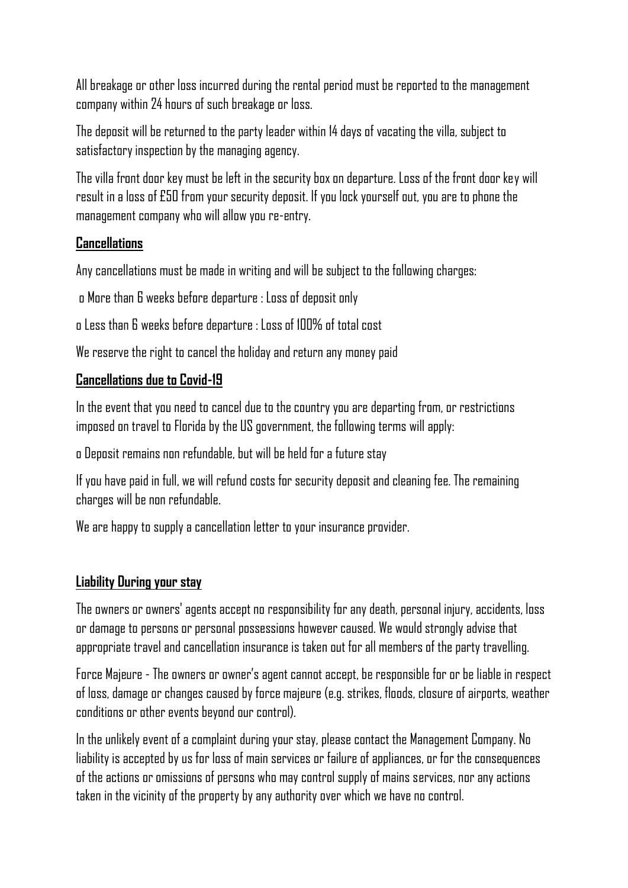All breakage or other loss incurred during the rental period must be reported to the management company within 24 hours of such breakage or loss.

The deposit will be returned to the party leader within 14 days of vacating the villa, subject to satisfactory inspection by the managing agency.

The villa front door key must be left in the security box on departure. Loss of the front door key will result in a loss of £50 from your security deposit. If you lock yourself out, you are to phone the management company who will allow you re-entry.

## **Cancellations**

Any cancellations must be made in writing and will be subject to the following charges:

- More than 6 weeks before departure : Loss of deposit only
- Less than 6 weeks before departure : Loss of 100% of total cost

We reserve the right to cancel the holiday and return any money paid

## **Cancellations due to Covid-19**

In the event that you need to cancel due to the country you are departing from, or restrictions imposed on travel to Florida by the US government, the following terms will apply:

- Deposit remains non refundable, but will be held for a future stay

If you have paid in full, we will refund costs for security deposit and cleaning fee. The remaining charges will be non refundable.

We are happy to supply a cancellation letter to your insurance provider.

## **Liability During your stay**

The owners or owners' agents accept no responsibility for any death, personal injury, accidents, loss or damage to persons or personal possessions however caused. We would strongly advise that appropriate travel and cancellation insurance is taken out for all members of the party travelling.

Force Majeure - The owners or owner's agent cannot accept, be responsible for or be liable in respect of loss, damage or changes caused by force majeure (e.g. strikes, floods, closure of airports, weather conditions or other events beyond our control).

In the unlikely event of a complaint during your stay, please contact the Management Company. No liability is accepted by us for loss of main services or failure of appliances, or for the consequences of the actions or omissions of persons who may control supply of mains services, nor any actions taken in the vicinity of the property by any authority over which we have no control.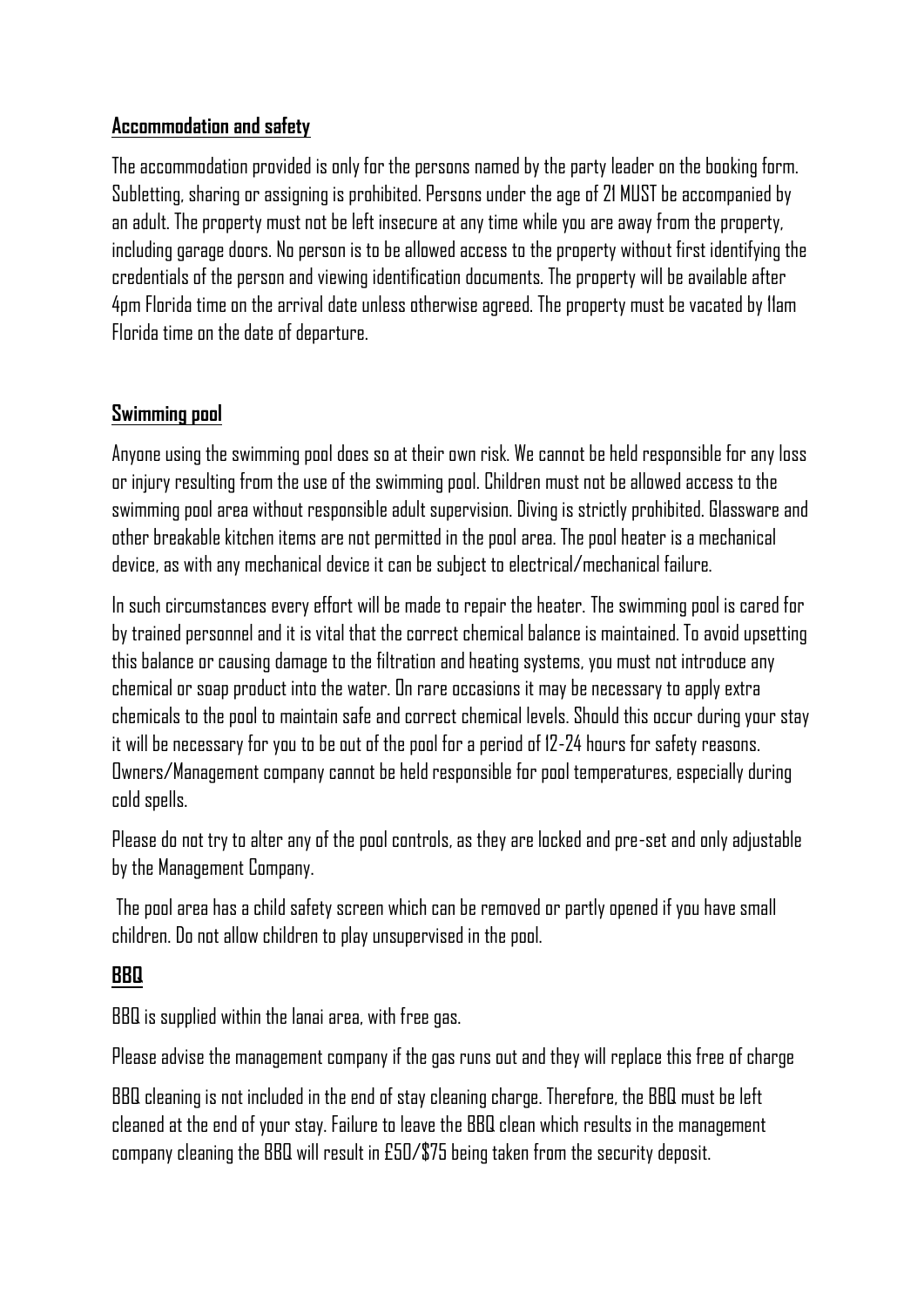## Accommodation and safety

The accommodation provided is only for the persons named by the party leader on the booking form. Subletting, sharing or assigning is prohibited. Persons under the age of 21 MUST be accompanied by an adult. The property must not be left insecure at any time while you are away from the property, including garage doors. No person is to be allowed access to the property without first identifying the credentials of the person and viewing identification documents. The property will be available after 4pm Florida time on the arrival date unless otherwise agreed. The property must be vacated by 11am Florida time on the date of departure.

## Swimming pool

Anyone using the swimming pool does so at their own risk. We cannot be held responsible for any loss or injury resulting from the use of the swimming pool. Children must not be allowed access to the swimming pool area without responsible adult supervision. Diving is strictly prohibited. Glassware and other breakable kitchen items are not permitted in the pool area. The pool heater is a mechanical device, as with any mechanical device it can be subject to electrical/mechanical failure.

In such circumstances every effort will be made to repair the heater. The swimming pool is cared for by trained personnel and it is vital that the correct chemical balance is maintained. To avoid upsetting this balance or causing damage to the filtration and heating systems, you must not introduce any chemical or soap product into the water. On rare occasions it may be necessary to apply extra chemicals to the pool to maintain safe and correct chemical levels. Should this occur during your stay it will be necessary for you to be out of the pool for a period of 12-24 hours for safety reasons. Owners/Management company cannot be held responsible for pool temperatures, especially during cold spells.

Please do not try to alter any of the pool controls, as they are locked and pre-set and only adjustable by the Management Company.

The pool area has a child safety screen which can be removed or partly opened if you have small children. Do not allow children to play unsupervised in the pool.

## BBQ

BBQ is supplied within the lanai area, with free gas.

Please advise the management company if the gas runs out and they will replace this free of charge

BBQ cleaning is not included in the end of stay cleaning charge. Therefore, the BBQ must be left cleaned at the end of your stay. Failure to leave the BBQ clean which results in the management company cleaning the BBQ will result in £50/$75 being taken from the security deposit.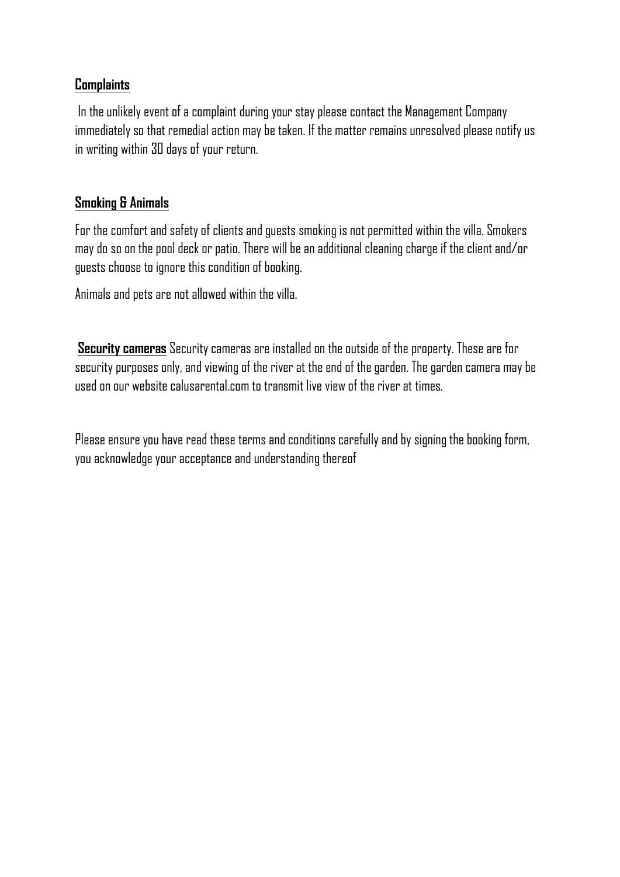**Complaints**

In the unlikely event of a complaint during your stay please contact the Management Company immediately so that remedial action may be taken. If the matter remains unresolved please notify us in writing within 30 days of your return.

**Smoking & Animals**

For the comfort and safety of clients and guests smoking is not permitted within the villa. Smokers may do so on the pool deck or patio. There will be an additional cleaning charge if the client and/or guests choose to ignore this condition of booking.

Animals and pets are not allowed within the villa.

**Security cameras** Security cameras are installed on the outside of the property. These are for security purposes only, and viewing of the river at the end of the garden. The garden camera may be used on our website calusarental.com to transmit live view of the river at times.

Please ensure you have read these terms and conditions carefully and by signing the booking form, you acknowledge your acceptance and understanding thereof